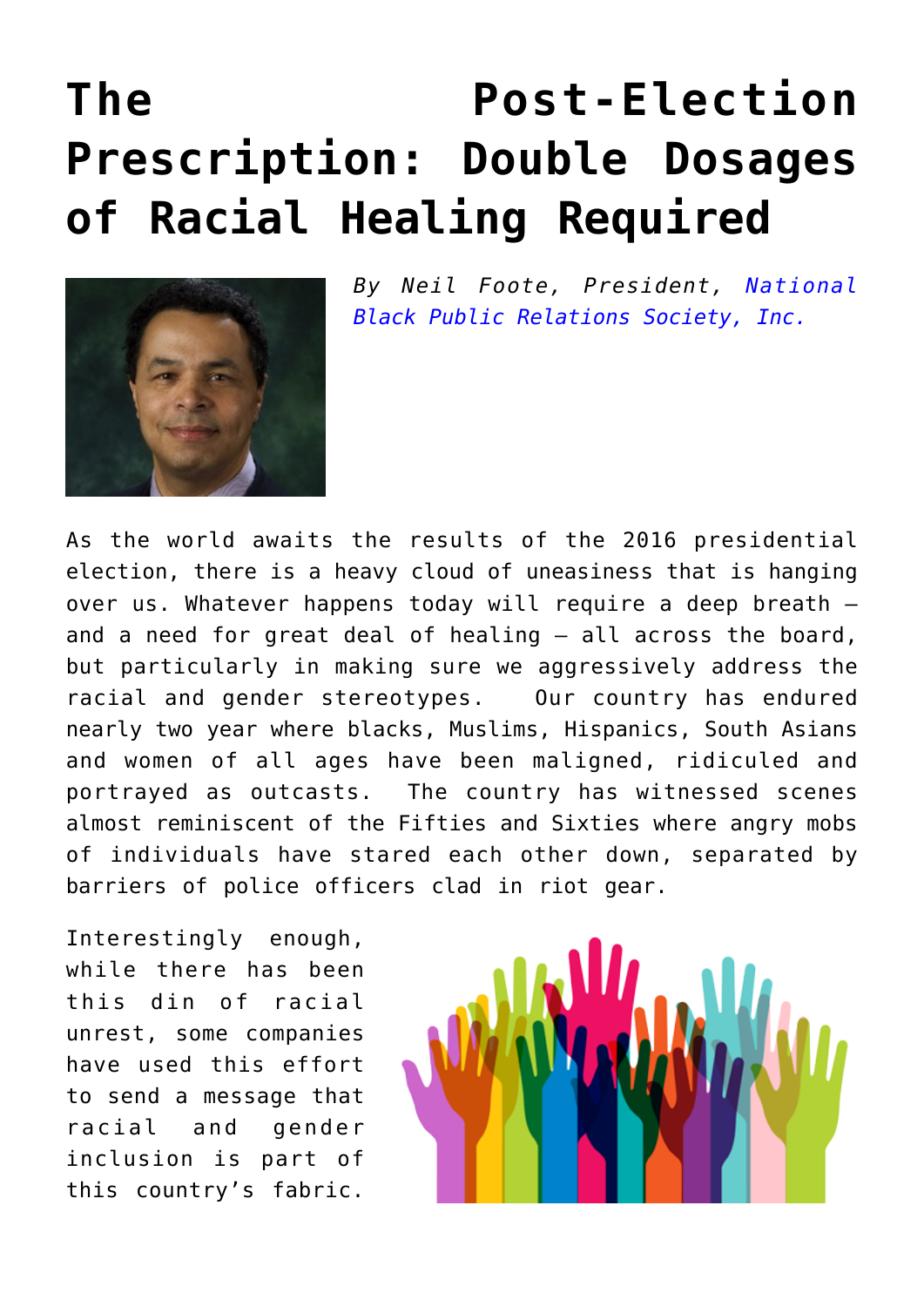# The Post-Election Prescription: Double Dosages of Racial Healing Required

*By Neil Foote, President, National Black Public Relations Society, Inc.*

As the world awaits the results of the 2016 presidential election, there is a heavy cloud of uneasiness that is hanging over us. Whatever happens today will require a deep breath – and a need for great deal of healing – all across the board, but particularly in making sure we aggressively address the racial and gender stereotypes. Our country has endured nearly two year where blacks, Muslims, Hispanics, South Asians and women of all ages have been maligned, ridiculed and portrayed as outcasts. The country has witnessed scenes almost reminiscent of the Fifties and Sixties where angry mobs of individuals have stared each other down, separated by barriers of police officers clad in riot gear.

Interestingly enough, while there has been this din of racial unrest, some companies have used this effort to send a message that racial and gender inclusion is part of this country's fabric.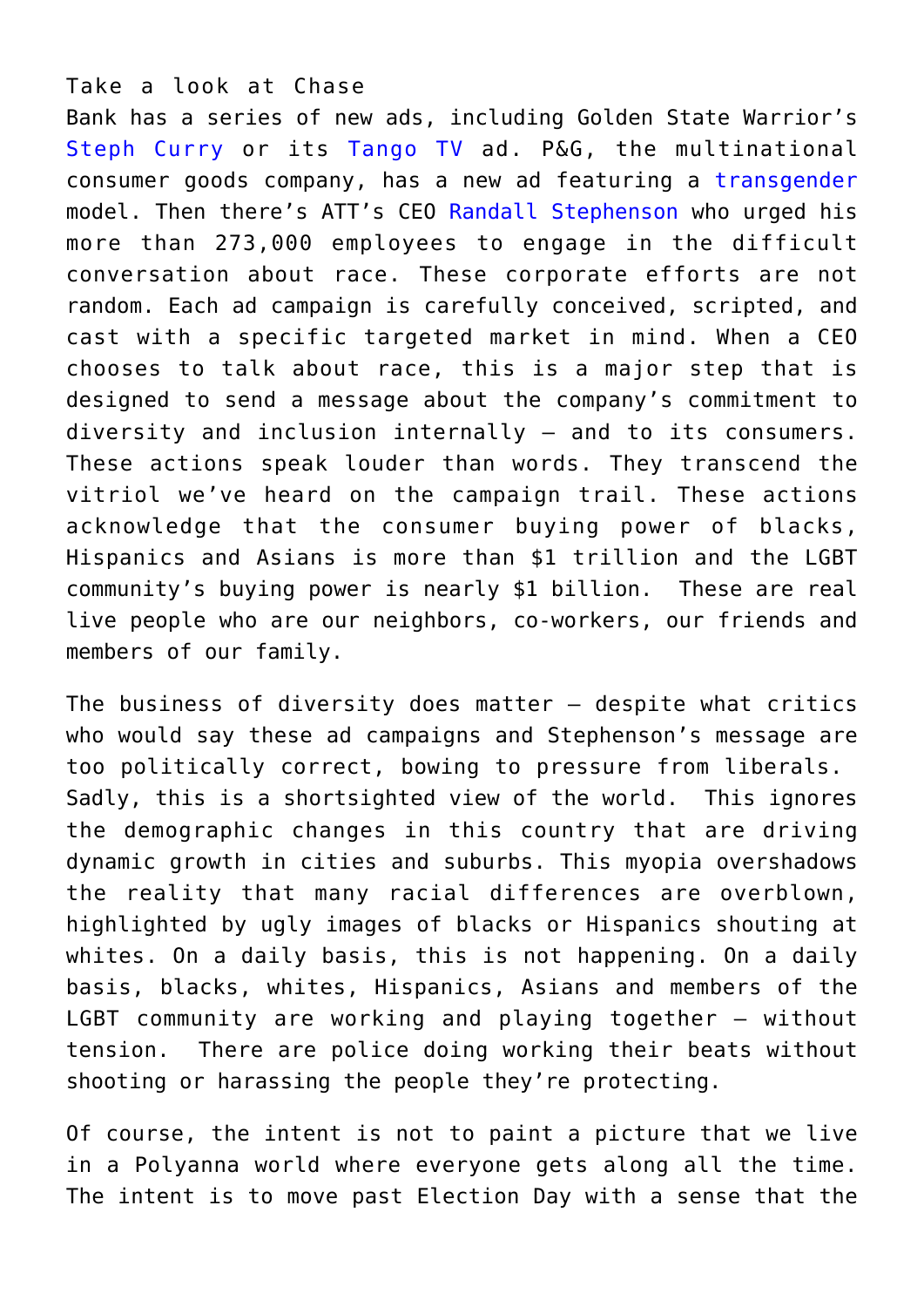Take a look at Chase Bank has a series of new ads, including Golden State Warrior's Steph Curry or its Tango TV ad. P&G, the multinational consumer goods company, has a new ad featuring a transgender model. Then there's ATT's CEO Randall Stephenson who urged his more than 273,000 employees to engage in the difficult conversation about race. These corporate efforts are not random. Each ad campaign is carefully conceived, scripted, and cast with a specific targeted market in mind. When a CEO chooses to talk about race, this is a major step that is designed to send a message about the company's commitment to diversity and inclusion internally – and to its consumers. These actions speak louder than words. They transcend the vitriol we've heard on the campaign trail. These actions acknowledge that the consumer buying power of blacks, Hispanics and Asians is more than $1 trillion and the LGBT community's buying power is nearly $1 billion. These are real live people who are our neighbors, co-workers, our friends and members of our family.

The business of diversity does matter – despite what critics who would say these ad campaigns and Stephenson's message are too politically correct, bowing to pressure from liberals. Sadly, this is a shortsighted view of the world. This ignores the demographic changes in this country that are driving dynamic growth in cities and suburbs. This myopia overshadows the reality that many racial differences are overblown, highlighted by ugly images of blacks or Hispanics shouting at whites. On a daily basis, this is not happening. On a daily basis, blacks, whites, Hispanics, Asians and members of the LGBT community are working and playing together – without tension. There are police doing working their beats without shooting or harassing the people they're protecting.

Of course, the intent is not to paint a picture that we live in a Polyanna world where everyone gets along all the time. The intent is to move past Election Day with a sense that the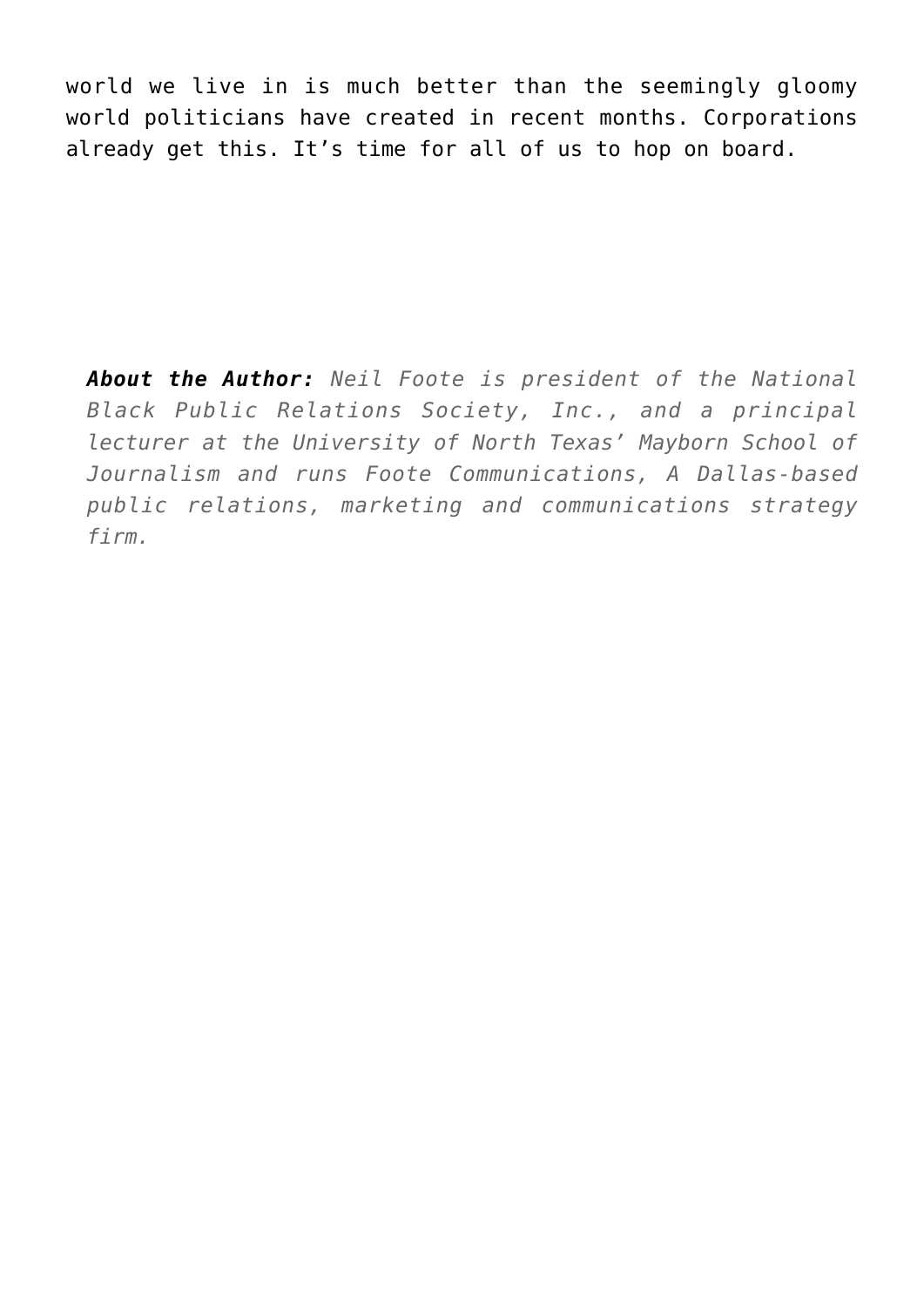world we live in is much better than the seemingly gloomy world politicians have created in recent months. Corporations already get this. It's time for all of us to hop on board.

***About the Author:*** *Neil Foote is president of the National Black Public Relations Society, Inc., and a principal lecturer at the University of North Texas' Mayborn School of Journalism and runs Foote Communications, A Dallas-based public relations, marketing and communications strategy firm.*